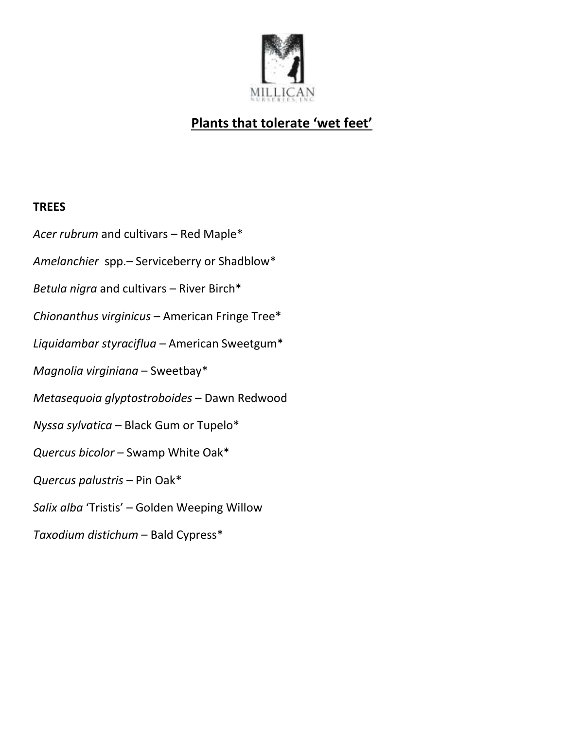# Plants that tolerate 'wet feet'

**TREES**

*Acer rubrum* and cultivars – Red Maple*

*Amelanchier* spp.– Serviceberry or Shadblow*

*Betula nigra* and cultivars – River Birch*

*Chionanthus virginicus* – American Fringe Tree*

*Liquidambar styraciflua* – American Sweetgum*

*Magnolia virginiana* – Sweetbay*

*Metasequoia glyptostroboides* – Dawn Redwood

*Nyssa sylvatica* – Black Gum or Tupelo*

*Quercus bicolor* – Swamp White Oak*

*Quercus palustris* – Pin Oak*

*Salix alba* 'Tristis' – Golden Weeping Willow

*Taxodium distichum* – Bald Cypress*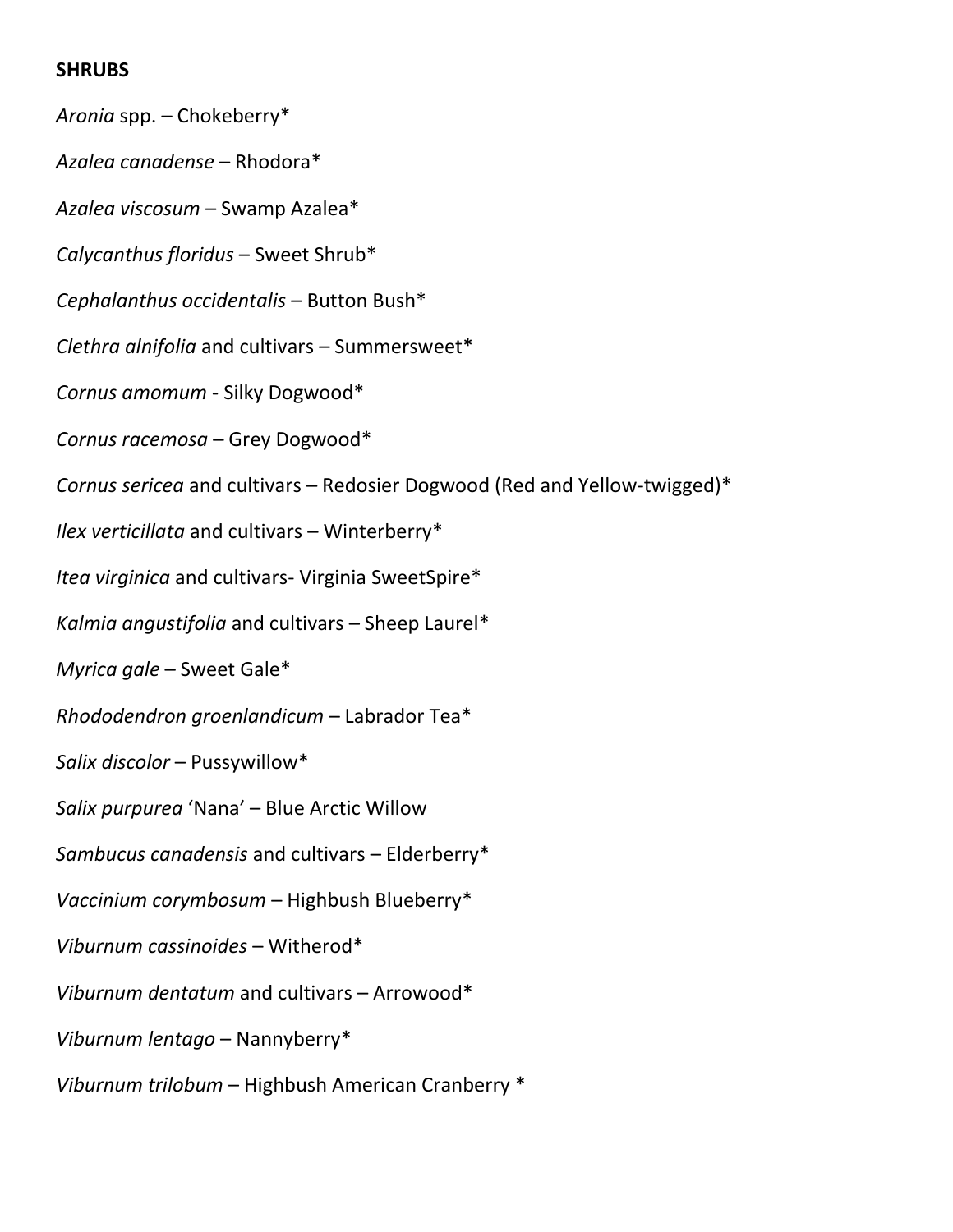**SHRUBS**

*Aronia* spp. – Chokeberry*

*Azalea canadense* – Rhodora*

*Azalea viscosum* – Swamp Azalea*

*Calycanthus floridus* – Sweet Shrub*

*Cephalanthus occidentalis* – Button Bush*

*Clethra alnifolia* and cultivars – Summersweet*

*Cornus amomum* - Silky Dogwood*

*Cornus racemosa* – Grey Dogwood*

*Cornus sericea* and cultivars – Redosier Dogwood (Red and Yellow-twigged)*

*Ilex verticillata* and cultivars – Winterberry*

*Itea virginica* and cultivars- Virginia SweetSpire*

*Kalmia angustifolia* and cultivars – Sheep Laurel*

*Myrica gale* – Sweet Gale*

*Rhododendron groenlandicum* – Labrador Tea*

*Salix discolor* – Pussywillow*

*Salix purpurea* 'Nana' – Blue Arctic Willow

*Sambucus canadensis* and cultivars – Elderberry*

*Vaccinium corymbosum* – Highbush Blueberry*

*Viburnum cassinoides* – Witherod*

*Viburnum dentatum* and cultivars – Arrowood*

*Viburnum lentago* – Nannyberry*

*Viburnum trilobum* – Highbush American Cranberry *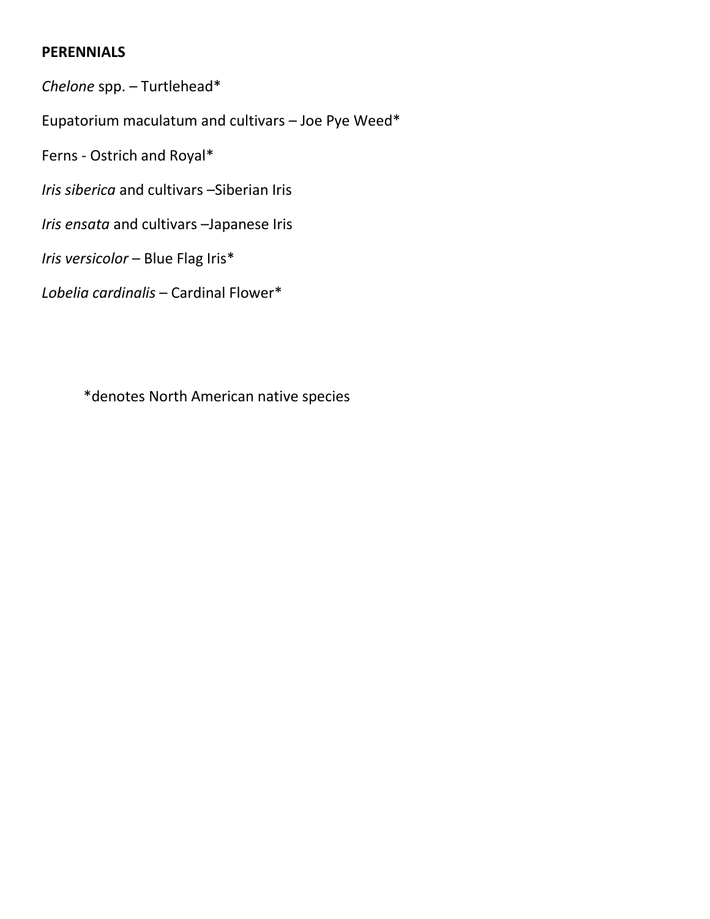**PERENNIALS**

*Chelone* spp. – Turtlehead*

Eupatorium maculatum and cultivars – Joe Pye Weed*

Ferns - Ostrich and Royal*

*Iris siberica* and cultivars –Siberian Iris

*Iris ensata* and cultivars –Japanese Iris

*Iris versicolor* – Blue Flag Iris*

*Lobelia cardinalis* – Cardinal Flower*

*denotes North American native species